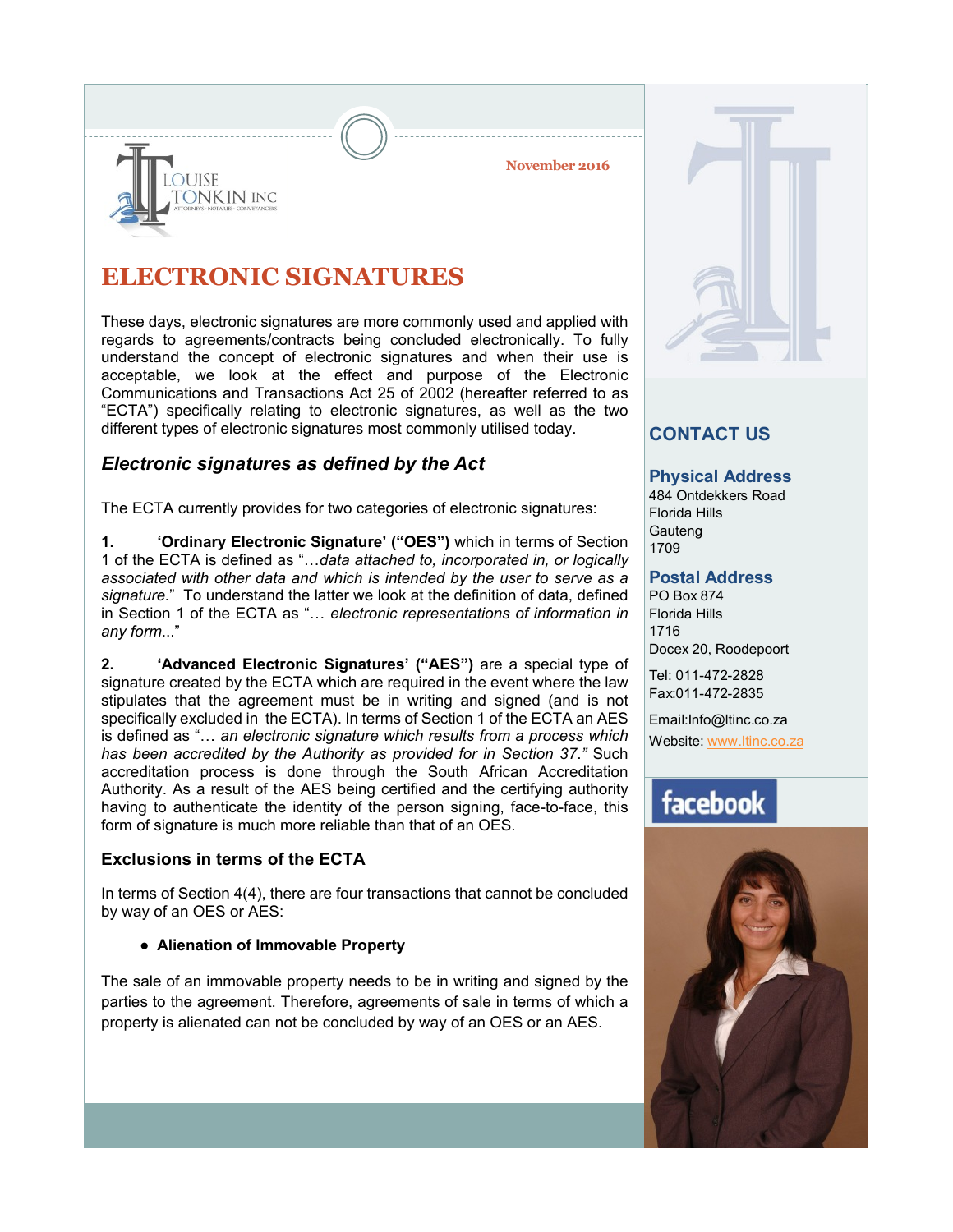LOUISE TONKIN INC
ATTORNEYS · NOTARIES · CONVEYANCERS

November 2016

# ELECTRONIC SIGNATURES

These days, electronic signatures are more commonly used and applied with regards to agreements/contracts being concluded electronically. To fully understand the concept of electronic signatures and when their use is acceptable, we look at the effect and purpose of the Electronic Communications and Transactions Act 25 of 2002 (hereafter referred to as "ECTA") specifically relating to electronic signatures, as well as the two different types of electronic signatures most commonly utilised today.

## *Electronic signatures as defined by the Act*

The ECTA currently provides for two categories of electronic signatures:

**1. 'Ordinary Electronic Signature' ("OES")** which in terms of Section 1 of the ECTA is defined as "*…data attached to, incorporated in, or logically associated with other data and which is intended by the user to serve as a signature.*" To understand the latter we look at the definition of data, defined in Section 1 of the ECTA as "*… electronic representations of information in any form*..."

**2. 'Advanced Electronic Signatures' ("AES")** are a special type of signature created by the ECTA which are required in the event where the law stipulates that the agreement must be in writing and signed (and is not specifically excluded in the ECTA). In terms of Section 1 of the ECTA an AES is defined as "*… an electronic signature which results from a process which has been accredited by the Authority as provided for in Section 37.*" Such accreditation process is done through the South African Accreditation Authority. As a result of the AES being certified and the certifying authority having to authenticate the identity of the person signing, face-to-face, this form of signature is much more reliable than that of an OES.

### Exclusions in terms of the ECTA

In terms of Section 4(4), there are four transactions that cannot be concluded by way of an OES or AES:

- **Alienation of Immovable Property**

The sale of an immovable property needs to be in writing and signed by the parties to the agreement. Therefore, agreements of sale in terms of which a property is alienated can not be concluded by way of an OES or an AES.

## CONTACT US

**Physical Address**
484 Ontdekkers Road
Florida Hills
Gauteng
1709

**Postal Address**
PO Box 874
Florida Hills
1716
Docex 20, Roodepoort

Tel: 011-472-2828
Fax:011-472-2835

Email:Info@ltinc.co.za
Website: www.ltinc.co.za

facebook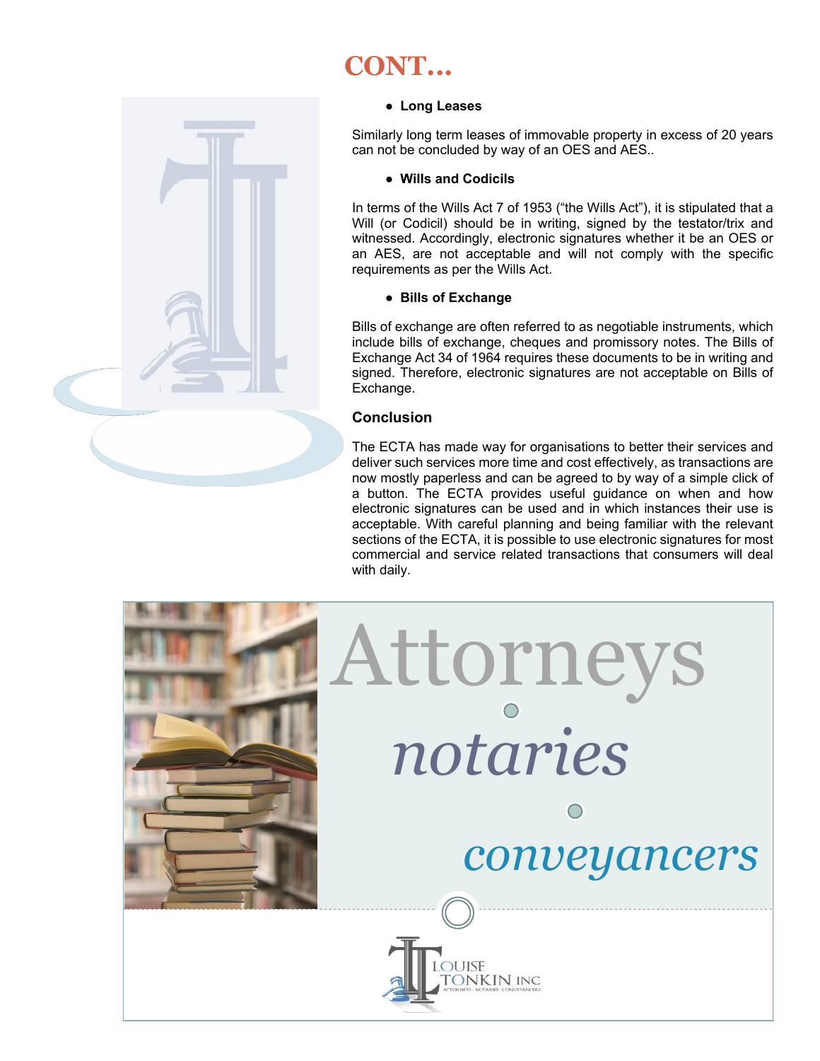# CONT…

- **Long Leases**

Similarly long term leases of immovable property in excess of 20 years can not be concluded by way of an OES and AES..

- **Wills and Codicils**

In terms of the Wills Act 7 of 1953 ("the Wills Act"), it is stipulated that a Will (or Codicil) should be in writing, signed by the testator/trix and witnessed. Accordingly, electronic signatures whether it be an OES or an AES, are not acceptable and will not comply with the specific requirements as per the Wills Act.

- **Bills of Exchange**

Bills of exchange are often referred to as negotiable instruments, which include bills of exchange, cheques and promissory notes. The Bills of Exchange Act 34 of 1964 requires these documents to be in writing and signed. Therefore, electronic signatures are not acceptable on Bills of Exchange.

**Conclusion**

The ECTA has made way for organisations to better their services and deliver such services more time and cost effectively, as transactions are now mostly paperless and can be agreed to by way of a simple click of a button. The ECTA provides useful guidance on when and how electronic signatures can be used and in which instances their use is acceptable. With careful planning and being familiar with the relevant sections of the ECTA, it is possible to use electronic signatures for most commercial and service related transactions that consumers will deal with daily.

Attorneys

*notaries*

*conveyancers*

LOUISE TONKIN INC

ATTORNEYS · NOTARIES · CONVEYANCERS